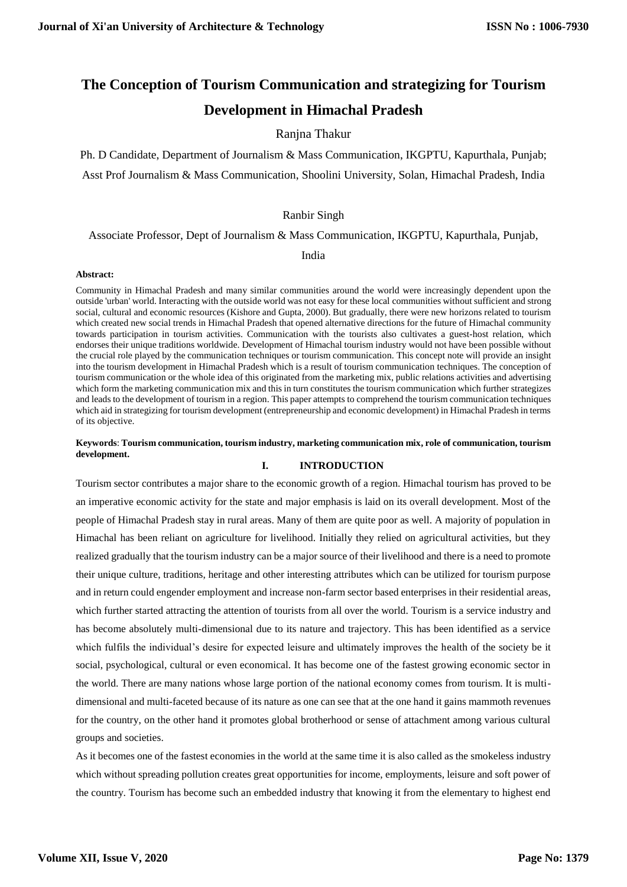# The Conception of Tourism Communication and strategizing for Tourism Development in Himachal Pradesh

Ranjna Thakur

Ph. D Candidate, Department of Journalism & Mass Communication, IKGPTU, Kapurthala, Punjab;

Asst Prof Journalism & Mass Communication, Shoolini University, Solan, Himachal Pradesh, India

Ranbir Singh

Associate Professor, Dept of Journalism & Mass Communication, IKGPTU, Kapurthala, Punjab, India

**Abstract:**

Community in Himachal Pradesh and many similar communities around the world were increasingly dependent upon the outside 'urban' world. Interacting with the outside world was not easy for these local communities without sufficient and strong social, cultural and economic resources (Kishore and Gupta, 2000). But gradually, there were new horizons related to tourism which created new social trends in Himachal Pradesh that opened alternative directions for the future of Himachal community towards participation in tourism activities. Communication with the tourists also cultivates a guest-host relation, which endorses their unique traditions worldwide. Development of Himachal tourism industry would not have been possible without the crucial role played by the communication techniques or tourism communication. This concept note will provide an insight into the tourism development in Himachal Pradesh which is a result of tourism communication techniques. The conception of tourism communication or the whole idea of this originated from the marketing mix, public relations activities and advertising which form the marketing communication mix and this in turn constitutes the tourism communication which further strategizes and leads to the development of tourism in a region. This paper attempts to comprehend the tourism communication techniques which aid in strategizing for tourism development (entrepreneurship and economic development) in Himachal Pradesh in terms of its objective.

**Keywords**: **Tourism communication, tourism industry, marketing communication mix, role of communication, tourism development.**

## I. INTRODUCTION

Tourism sector contributes a major share to the economic growth of a region. Himachal tourism has proved to be an imperative economic activity for the state and major emphasis is laid on its overall development. Most of the people of Himachal Pradesh stay in rural areas. Many of them are quite poor as well. A majority of population in Himachal has been reliant on agriculture for livelihood. Initially they relied on agricultural activities, but they realized gradually that the tourism industry can be a major source of their livelihood and there is a need to promote their unique culture, traditions, heritage and other interesting attributes which can be utilized for tourism purpose and in return could engender employment and increase non-farm sector based enterprises in their residential areas, which further started attracting the attention of tourists from all over the world. Tourism is a service industry and has become absolutely multi-dimensional due to its nature and trajectory. This has been identified as a service which fulfils the individual's desire for expected leisure and ultimately improves the health of the society be it social, psychological, cultural or even economical. It has become one of the fastest growing economic sector in the world. There are many nations whose large portion of the national economy comes from tourism. It is multi-dimensional and multi-faceted because of its nature as one can see that at the one hand it gains mammoth revenues for the country, on the other hand it promotes global brotherhood or sense of attachment among various cultural groups and societies.

As it becomes one of the fastest economies in the world at the same time it is also called as the smokeless industry which without spreading pollution creates great opportunities for income, employments, leisure and soft power of the country. Tourism has become such an embedded industry that knowing it from the elementary to highest end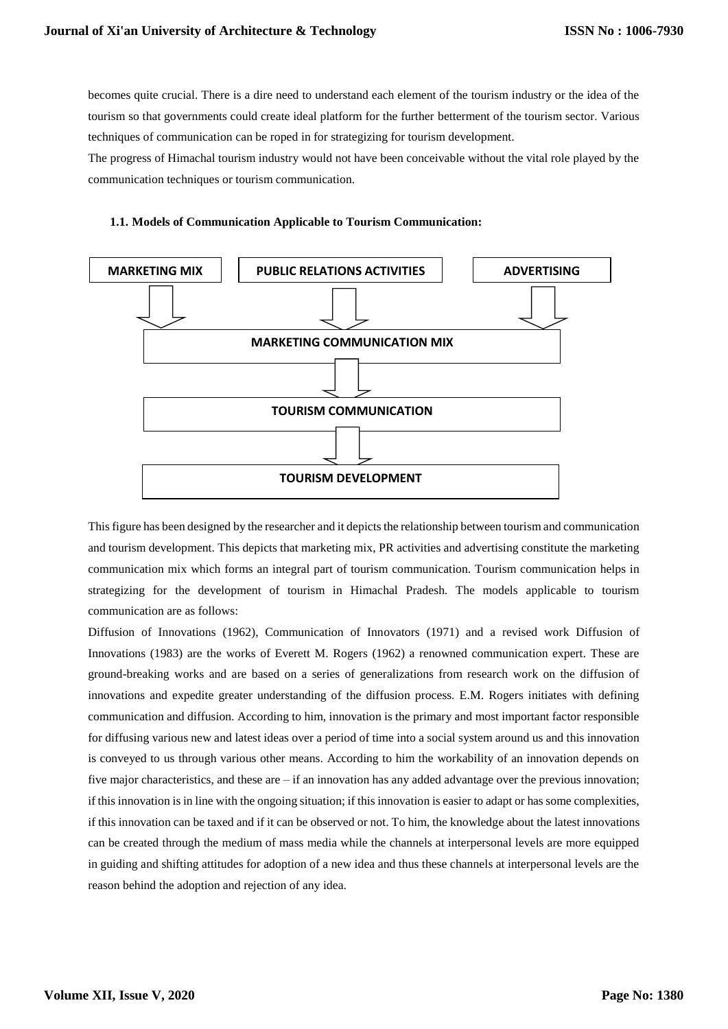becomes quite crucial. There is a dire need to understand each element of the tourism industry or the idea of the tourism so that governments could create ideal platform for the further betterment of the tourism sector. Various techniques of communication can be roped in for strategizing for tourism development.

The progress of Himachal tourism industry would not have been conceivable without the vital role played by the communication techniques or tourism communication.

### 1.1. Models of Communication Applicable to Tourism Communication:

MARKETING MIX | PUBLIC RELATIONS ACTIVITIES | ADVERTISING

↓

MARKETING COMMUNICATION MIX

↓

TOURISM COMMUNICATION

↓

TOURISM DEVELOPMENT

This figure has been designed by the researcher and it depicts the relationship between tourism and communication and tourism development. This depicts that marketing mix, PR activities and advertising constitute the marketing communication mix which forms an integral part of tourism communication. Tourism communication helps in strategizing for the development of tourism in Himachal Pradesh. The models applicable to tourism communication are as follows:

Diffusion of Innovations (1962), Communication of Innovators (1971) and a revised work Diffusion of Innovations (1983) are the works of Everett M. Rogers (1962) a renowned communication expert. These are ground-breaking works and are based on a series of generalizations from research work on the diffusion of innovations and expedite greater understanding of the diffusion process. E.M. Rogers initiates with defining communication and diffusion. According to him, innovation is the primary and most important factor responsible for diffusing various new and latest ideas over a period of time into a social system around us and this innovation is conveyed to us through various other means. According to him the workability of an innovation depends on five major characteristics, and these are – if an innovation has any added advantage over the previous innovation; if this innovation is in line with the ongoing situation; if this innovation is easier to adapt or has some complexities, if this innovation can be taxed and if it can be observed or not. To him, the knowledge about the latest innovations can be created through the medium of mass media while the channels at interpersonal levels are more equipped in guiding and shifting attitudes for adoption of a new idea and thus these channels at interpersonal levels are the reason behind the adoption and rejection of any idea.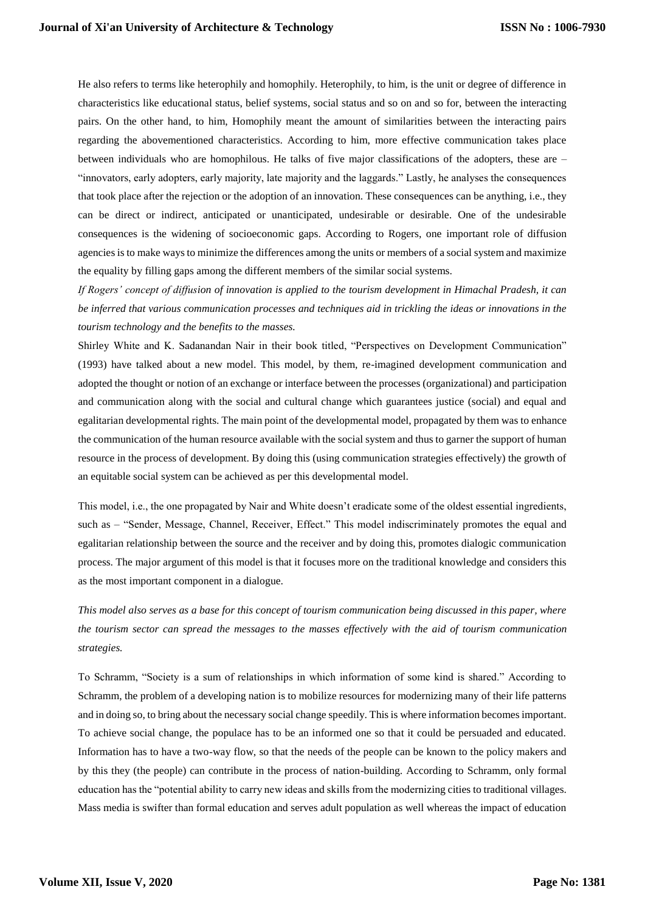He also refers to terms like heterophily and homophily. Heterophily, to him, is the unit or degree of difference in characteristics like educational status, belief systems, social status and so on and so for, between the interacting pairs. On the other hand, to him, Homophily meant the amount of similarities between the interacting pairs regarding the abovementioned characteristics. According to him, more effective communication takes place between individuals who are homophilous. He talks of five major classifications of the adopters, these are – "innovators, early adopters, early majority, late majority and the laggards." Lastly, he analyses the consequences that took place after the rejection or the adoption of an innovation. These consequences can be anything, i.e., they can be direct or indirect, anticipated or unanticipated, undesirable or desirable. One of the undesirable consequences is the widening of socioeconomic gaps. According to Rogers, one important role of diffusion agencies is to make ways to minimize the differences among the units or members of a social system and maximize the equality by filling gaps among the different members of the similar social systems.

*If Rogers' concept of diffusion of innovation is applied to the tourism development in Himachal Pradesh, it can be inferred that various communication processes and techniques aid in trickling the ideas or innovations in the tourism technology and the benefits to the masses.*

Shirley White and K. Sadanandan Nair in their book titled, "Perspectives on Development Communication" (1993) have talked about a new model. This model, by them, re-imagined development communication and adopted the thought or notion of an exchange or interface between the processes (organizational) and participation and communication along with the social and cultural change which guarantees justice (social) and equal and egalitarian developmental rights. The main point of the developmental model, propagated by them was to enhance the communication of the human resource available with the social system and thus to garner the support of human resource in the process of development. By doing this (using communication strategies effectively) the growth of an equitable social system can be achieved as per this developmental model.

This model, i.e., the one propagated by Nair and White doesn't eradicate some of the oldest essential ingredients, such as – "Sender, Message, Channel, Receiver, Effect." This model indiscriminately promotes the equal and egalitarian relationship between the source and the receiver and by doing this, promotes dialogic communication process. The major argument of this model is that it focuses more on the traditional knowledge and considers this as the most important component in a dialogue.

*This model also serves as a base for this concept of tourism communication being discussed in this paper, where the tourism sector can spread the messages to the masses effectively with the aid of tourism communication strategies.*

To Schramm, "Society is a sum of relationships in which information of some kind is shared." According to Schramm, the problem of a developing nation is to mobilize resources for modernizing many of their life patterns and in doing so, to bring about the necessary social change speedily. This is where information becomes important. To achieve social change, the populace has to be an informed one so that it could be persuaded and educated. Information has to have a two-way flow, so that the needs of the people can be known to the policy makers and by this they (the people) can contribute in the process of nation-building. According to Schramm, only formal education has the "potential ability to carry new ideas and skills from the modernizing cities to traditional villages. Mass media is swifter than formal education and serves adult population as well whereas the impact of education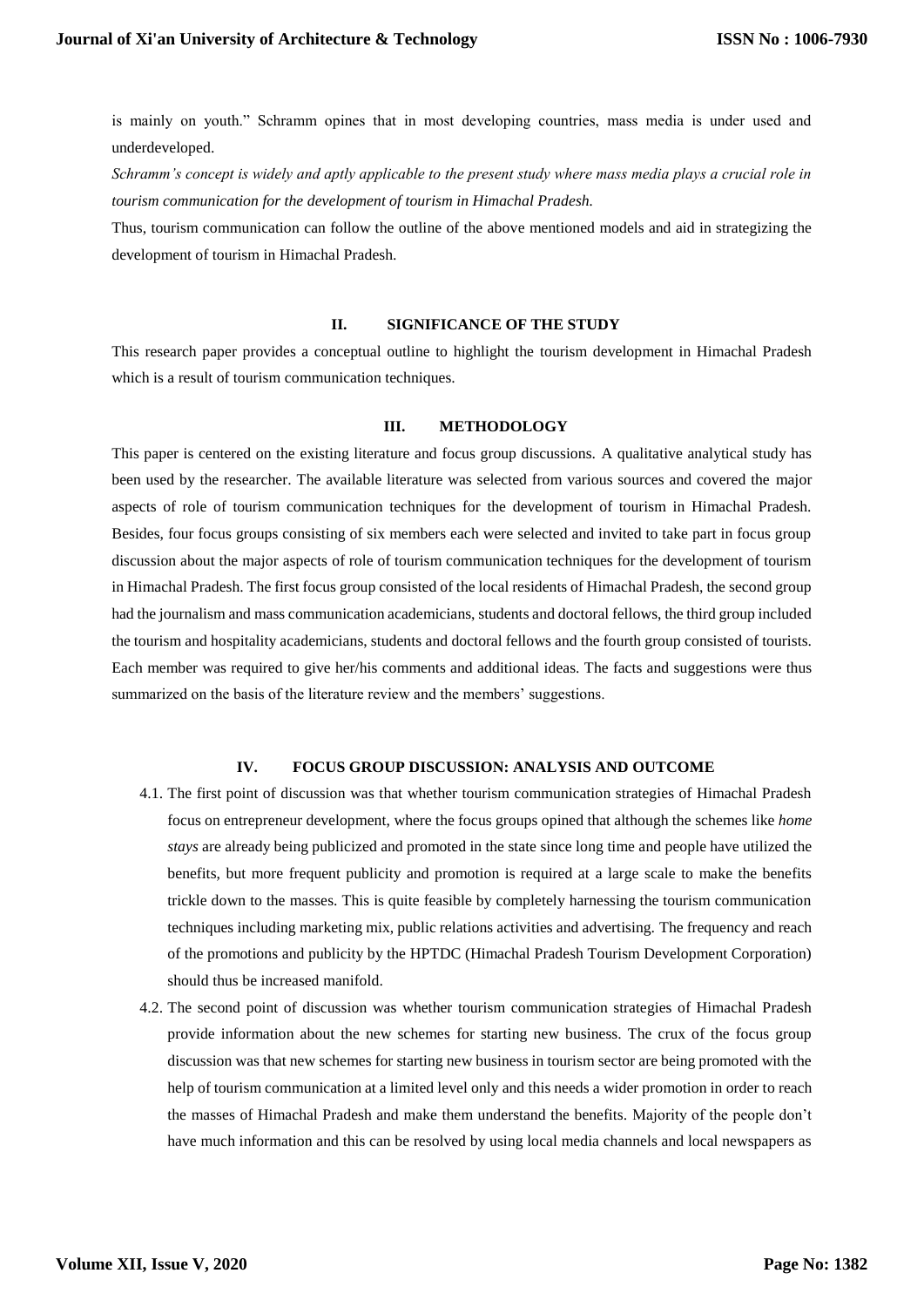is mainly on youth." Schramm opines that in most developing countries, mass media is under used and underdeveloped.

*Schramm's concept is widely and aptly applicable to the present study where mass media plays a crucial role in tourism communication for the development of tourism in Himachal Pradesh.*

Thus, tourism communication can follow the outline of the above mentioned models and aid in strategizing the development of tourism in Himachal Pradesh.

## II. SIGNIFICANCE OF THE STUDY

This research paper provides a conceptual outline to highlight the tourism development in Himachal Pradesh which is a result of tourism communication techniques.

## III. METHODOLOGY

This paper is centered on the existing literature and focus group discussions. A qualitative analytical study has been used by the researcher. The available literature was selected from various sources and covered the major aspects of role of tourism communication techniques for the development of tourism in Himachal Pradesh. Besides, four focus groups consisting of six members each were selected and invited to take part in focus group discussion about the major aspects of role of tourism communication techniques for the development of tourism in Himachal Pradesh. The first focus group consisted of the local residents of Himachal Pradesh, the second group had the journalism and mass communication academicians, students and doctoral fellows, the third group included the tourism and hospitality academicians, students and doctoral fellows and the fourth group consisted of tourists. Each member was required to give her/his comments and additional ideas. The facts and suggestions were thus summarized on the basis of the literature review and the members' suggestions.

## IV. FOCUS GROUP DISCUSSION: ANALYSIS AND OUTCOME

4.1. The first point of discussion was that whether tourism communication strategies of Himachal Pradesh focus on entrepreneur development, where the focus groups opined that although the schemes like *home stays* are already being publicized and promoted in the state since long time and people have utilized the benefits, but more frequent publicity and promotion is required at a large scale to make the benefits trickle down to the masses. This is quite feasible by completely harnessing the tourism communication techniques including marketing mix, public relations activities and advertising. The frequency and reach of the promotions and publicity by the HPTDC (Himachal Pradesh Tourism Development Corporation) should thus be increased manifold.

4.2. The second point of discussion was whether tourism communication strategies of Himachal Pradesh provide information about the new schemes for starting new business. The crux of the focus group discussion was that new schemes for starting new business in tourism sector are being promoted with the help of tourism communication at a limited level only and this needs a wider promotion in order to reach the masses of Himachal Pradesh and make them understand the benefits. Majority of the people don't have much information and this can be resolved by using local media channels and local newspapers as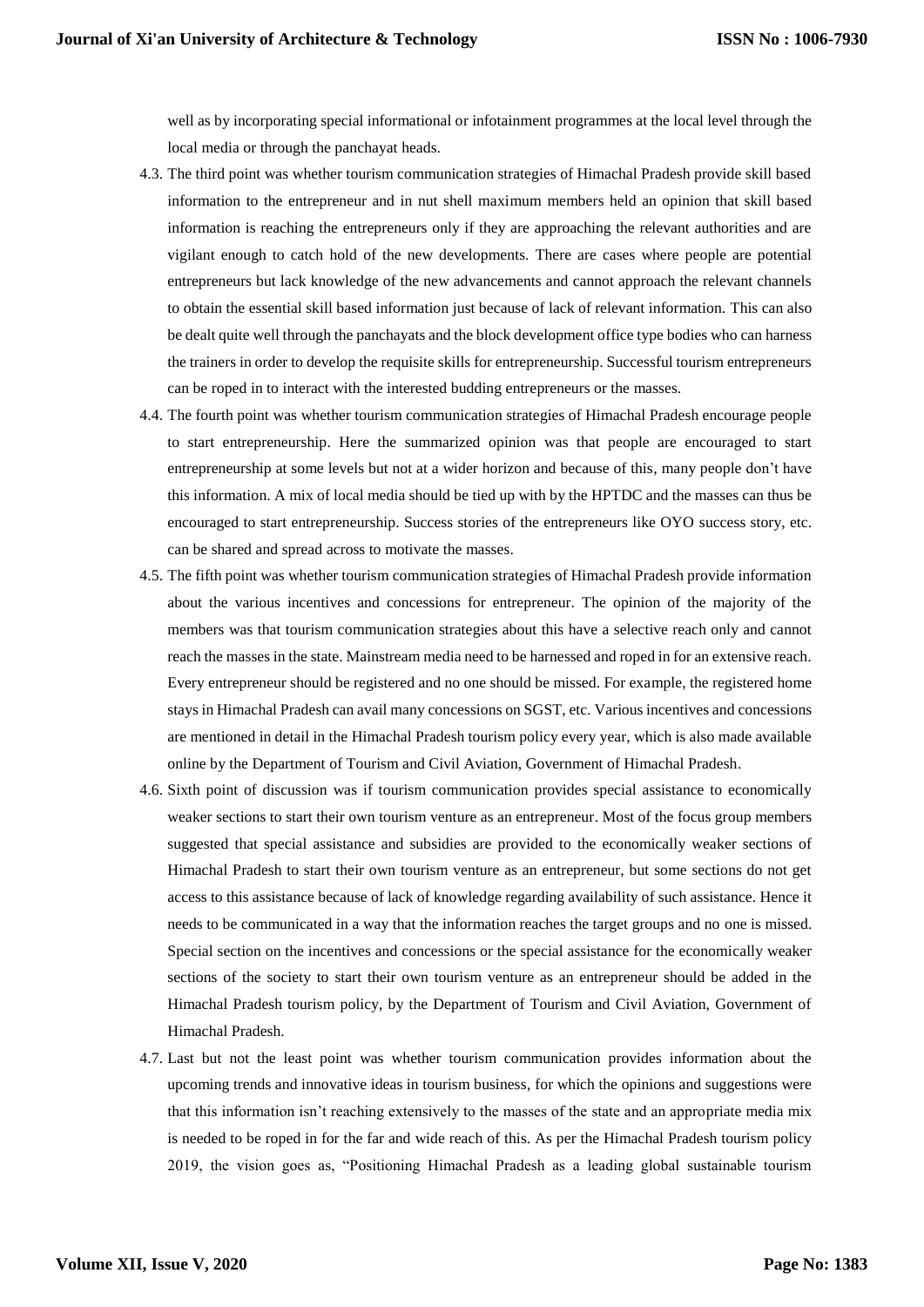well as by incorporating special informational or infotainment programmes at the local level through the local media or through the panchayat heads.

4.3. The third point was whether tourism communication strategies of Himachal Pradesh provide skill based information to the entrepreneur and in nut shell maximum members held an opinion that skill based information is reaching the entrepreneurs only if they are approaching the relevant authorities and are vigilant enough to catch hold of the new developments. There are cases where people are potential entrepreneurs but lack knowledge of the new advancements and cannot approach the relevant channels to obtain the essential skill based information just because of lack of relevant information. This can also be dealt quite well through the panchayats and the block development office type bodies who can harness the trainers in order to develop the requisite skills for entrepreneurship. Successful tourism entrepreneurs can be roped in to interact with the interested budding entrepreneurs or the masses.

4.4. The fourth point was whether tourism communication strategies of Himachal Pradesh encourage people to start entrepreneurship. Here the summarized opinion was that people are encouraged to start entrepreneurship at some levels but not at a wider horizon and because of this, many people don't have this information. A mix of local media should be tied up with by the HPTDC and the masses can thus be encouraged to start entrepreneurship. Success stories of the entrepreneurs like OYO success story, etc. can be shared and spread across to motivate the masses.

4.5. The fifth point was whether tourism communication strategies of Himachal Pradesh provide information about the various incentives and concessions for entrepreneur. The opinion of the majority of the members was that tourism communication strategies about this have a selective reach only and cannot reach the masses in the state. Mainstream media need to be harnessed and roped in for an extensive reach. Every entrepreneur should be registered and no one should be missed. For example, the registered home stays in Himachal Pradesh can avail many concessions on SGST, etc. Various incentives and concessions are mentioned in detail in the Himachal Pradesh tourism policy every year, which is also made available online by the Department of Tourism and Civil Aviation, Government of Himachal Pradesh.

4.6. Sixth point of discussion was if tourism communication provides special assistance to economically weaker sections to start their own tourism venture as an entrepreneur. Most of the focus group members suggested that special assistance and subsidies are provided to the economically weaker sections of Himachal Pradesh to start their own tourism venture as an entrepreneur, but some sections do not get access to this assistance because of lack of knowledge regarding availability of such assistance. Hence it needs to be communicated in a way that the information reaches the target groups and no one is missed. Special section on the incentives and concessions or the special assistance for the economically weaker sections of the society to start their own tourism venture as an entrepreneur should be added in the Himachal Pradesh tourism policy, by the Department of Tourism and Civil Aviation, Government of Himachal Pradesh.

4.7. Last but not the least point was whether tourism communication provides information about the upcoming trends and innovative ideas in tourism business, for which the opinions and suggestions were that this information isn't reaching extensively to the masses of the state and an appropriate media mix is needed to be roped in for the far and wide reach of this. As per the Himachal Pradesh tourism policy 2019, the vision goes as, "Positioning Himachal Pradesh as a leading global sustainable tourism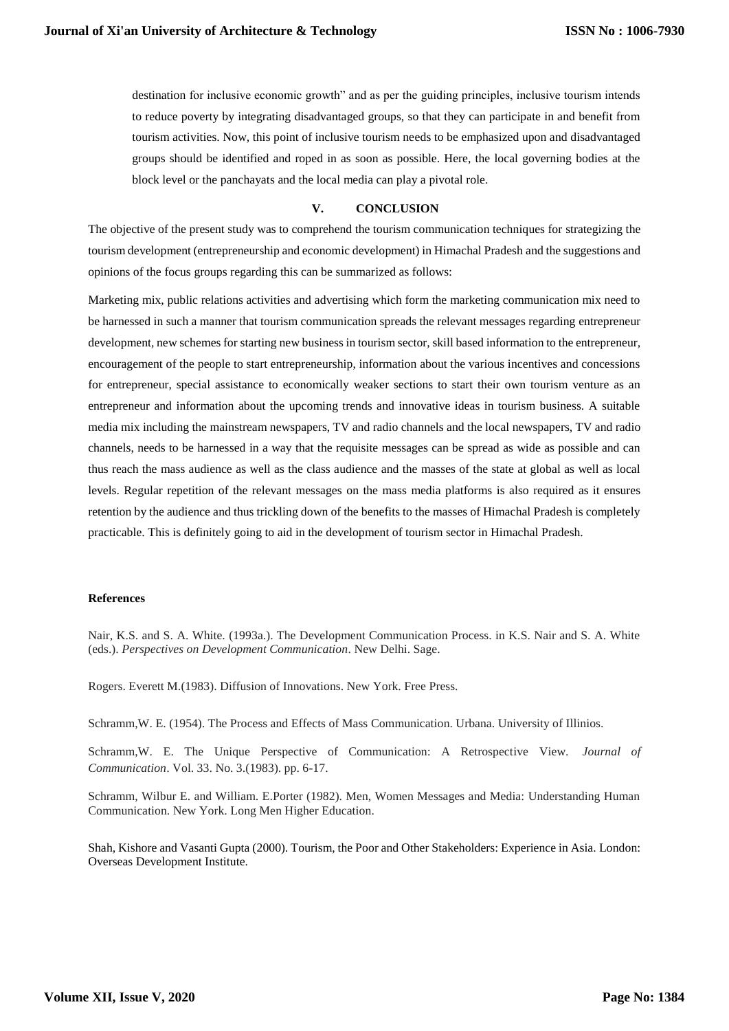destination for inclusive economic growth" and as per the guiding principles, inclusive tourism intends to reduce poverty by integrating disadvantaged groups, so that they can participate in and benefit from tourism activities. Now, this point of inclusive tourism needs to be emphasized upon and disadvantaged groups should be identified and roped in as soon as possible. Here, the local governing bodies at the block level or the panchayats and the local media can play a pivotal role.

## V. CONCLUSION

The objective of the present study was to comprehend the tourism communication techniques for strategizing the tourism development (entrepreneurship and economic development) in Himachal Pradesh and the suggestions and opinions of the focus groups regarding this can be summarized as follows:

Marketing mix, public relations activities and advertising which form the marketing communication mix need to be harnessed in such a manner that tourism communication spreads the relevant messages regarding entrepreneur development, new schemes for starting new business in tourism sector, skill based information to the entrepreneur, encouragement of the people to start entrepreneurship, information about the various incentives and concessions for entrepreneur, special assistance to economically weaker sections to start their own tourism venture as an entrepreneur and information about the upcoming trends and innovative ideas in tourism business. A suitable media mix including the mainstream newspapers, TV and radio channels and the local newspapers, TV and radio channels, needs to be harnessed in a way that the requisite messages can be spread as wide as possible and can thus reach the mass audience as well as the class audience and the masses of the state at global as well as local levels. Regular repetition of the relevant messages on the mass media platforms is also required as it ensures retention by the audience and thus trickling down of the benefits to the masses of Himachal Pradesh is completely practicable. This is definitely going to aid in the development of tourism sector in Himachal Pradesh.

**References**

Nair, K.S. and S. A. White. (1993a.). The Development Communication Process. in K.S. Nair and S. A. White (eds.). *Perspectives on Development Communication*. New Delhi. Sage.

Rogers. Everett M.(1983). Diffusion of Innovations. New York. Free Press.

Schramm,W. E. (1954). The Process and Effects of Mass Communication. Urbana. University of Illinios.

Schramm,W. E. The Unique Perspective of Communication: A Retrospective View. *Journal of Communication*. Vol. 33. No. 3.(1983). pp. 6-17.

Schramm, Wilbur E. and William. E.Porter (1982). Men, Women Messages and Media: Understanding Human Communication. New York. Long Men Higher Education.

Shah, Kishore and Vasanti Gupta (2000). Tourism, the Poor and Other Stakeholders: Experience in Asia. London: Overseas Development Institute.